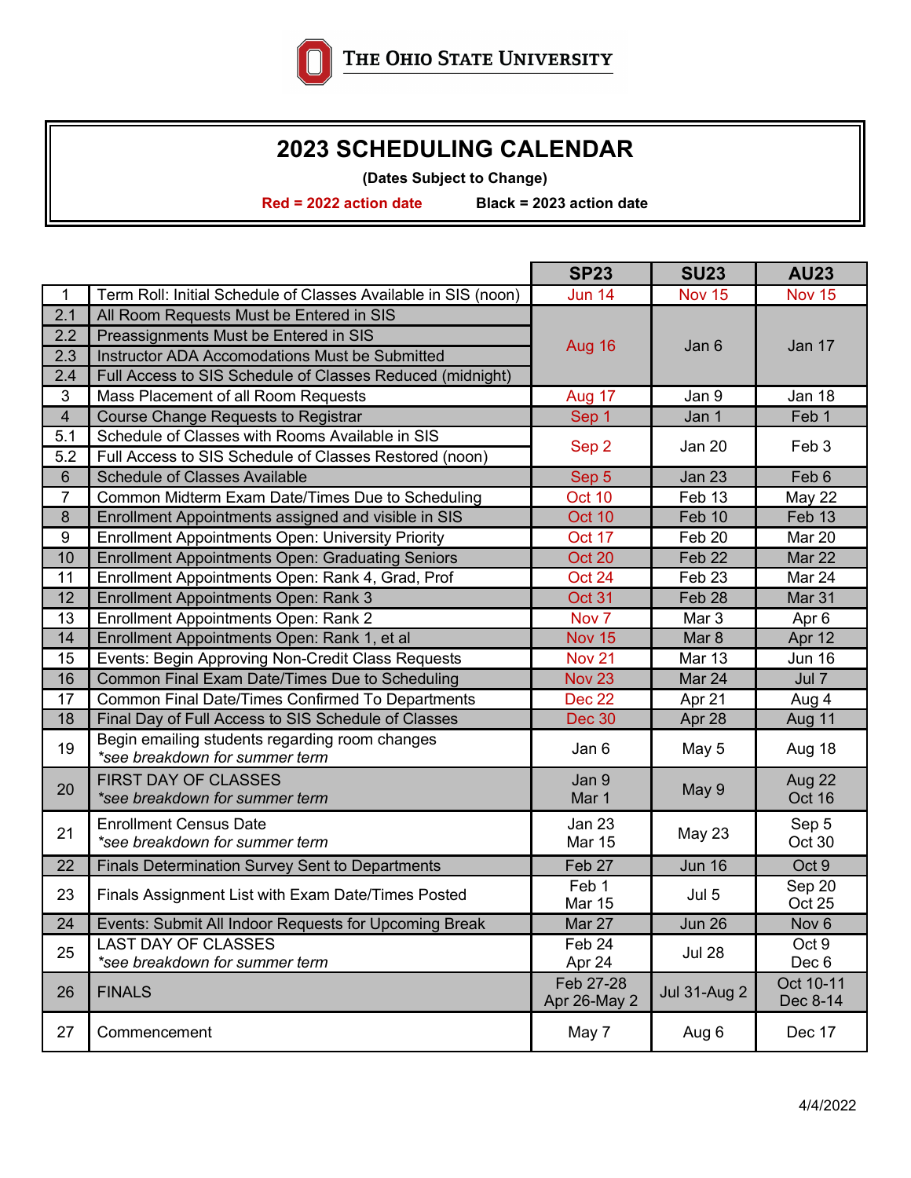THE OHIO STATE UNIVERSITY

# 2023 SCHEDULING CALENDAR

**(Dates Subject to Change)**

**Red = 2022 action date** **Black = 2023 action date**

| | | SP23 | SU23 | AU23 |
|---|---|---|---|---|
| 1 | Term Roll: Initial Schedule of Classes Available in SIS (noon) | Jun 14 | Nov 15 | Nov 15 |
| 2.1 | All Room Requests Must be Entered in SIS | Aug 16 | Jan 6 | Jan 17 |
| 2.2 | Preassignments Must be Entered in SIS | | | |
| 2.3 | Instructor ADA Accomodations Must be Submitted | | | |
| 2.4 | Full Access to SIS Schedule of Classes Reduced (midnight) | | | |
| 3 | Mass Placement of all Room Requests | Aug 17 | Jan 9 | Jan 18 |
| 4 | Course Change Requests to Registrar | Sep 1 | Jan 1 | Feb 1 |
| 5.1 | Schedule of Classes with Rooms Available in SIS | Sep 2 | Jan 20 | Feb 3 |
| 5.2 | Full Access to SIS Schedule of Classes Restored (noon) | | | |
| 6 | Schedule of Classes Available | Sep 5 | Jan 23 | Feb 6 |
| 7 | Common Midterm Exam Date/Times Due to Scheduling | Oct 10 | Feb 13 | May 22 |
| 8 | Enrollment Appointments assigned and visible in SIS | Oct 10 | Feb 10 | Feb 13 |
| 9 | Enrollment Appointments Open: University Priority | Oct 17 | Feb 20 | Mar 20 |
| 10 | Enrollment Appointments Open: Graduating Seniors | Oct 20 | Feb 22 | Mar 22 |
| 11 | Enrollment Appointments Open: Rank 4, Grad, Prof | Oct 24 | Feb 23 | Mar 24 |
| 12 | Enrollment Appointments Open: Rank 3 | Oct 31 | Feb 28 | Mar 31 |
| 13 | Enrollment Appointments Open: Rank 2 | Nov 7 | Mar 3 | Apr 6 |
| 14 | Enrollment Appointments Open: Rank 1, et al | Nov 15 | Mar 8 | Apr 12 |
| 15 | Events: Begin Approving Non-Credit Class Requests | Nov 21 | Mar 13 | Jun 16 |
| 16 | Common Final Exam Date/Times Due to Scheduling | Nov 23 | Mar 24 | Jul 7 |
| 17 | Common Final Date/Times Confirmed To Departments | Dec 22 | Apr 21 | Aug 4 |
| 18 | Final Day of Full Access to SIS Schedule of Classes | Dec 30 | Apr 28 | Aug 11 |
| 19 | Begin emailing students regarding room changes *\*see breakdown for summer term* | Jan 6 | May 5 | Aug 18 |
| 20 | FIRST DAY OF CLASSES *\*see breakdown for summer term* | Jan 9<br>Mar 1 | May 9 | Aug 22<br>Oct 16 |
| 21 | Enrollment Census Date *\*see breakdown for summer term* | Jan 23<br>Mar 15 | May 23 | Sep 5<br>Oct 30 |
| 22 | Finals Determination Survey Sent to Departments | Feb 27 | Jun 16 | Oct 9 |
| 23 | Finals Assignment List with Exam Date/Times Posted | Feb 1<br>Mar 15 | Jul 5 | Sep 20<br>Oct 25 |
| 24 | Events: Submit All Indoor Requests for Upcoming Break | Mar 27 | Jun 26 | Nov 6 |
| 25 | LAST DAY OF CLASSES *\*see breakdown for summer term* | Feb 24<br>Apr 24 | Jul 28 | Oct 9<br>Dec 6 |
| 26 | FINALS | Feb 27-28<br>Apr 26-May 2 | Jul 31-Aug 2 | Oct 10-11<br>Dec 8-14 |
| 27 | Commencement | May 7 | Aug 6 | Dec 17 |

4/4/2022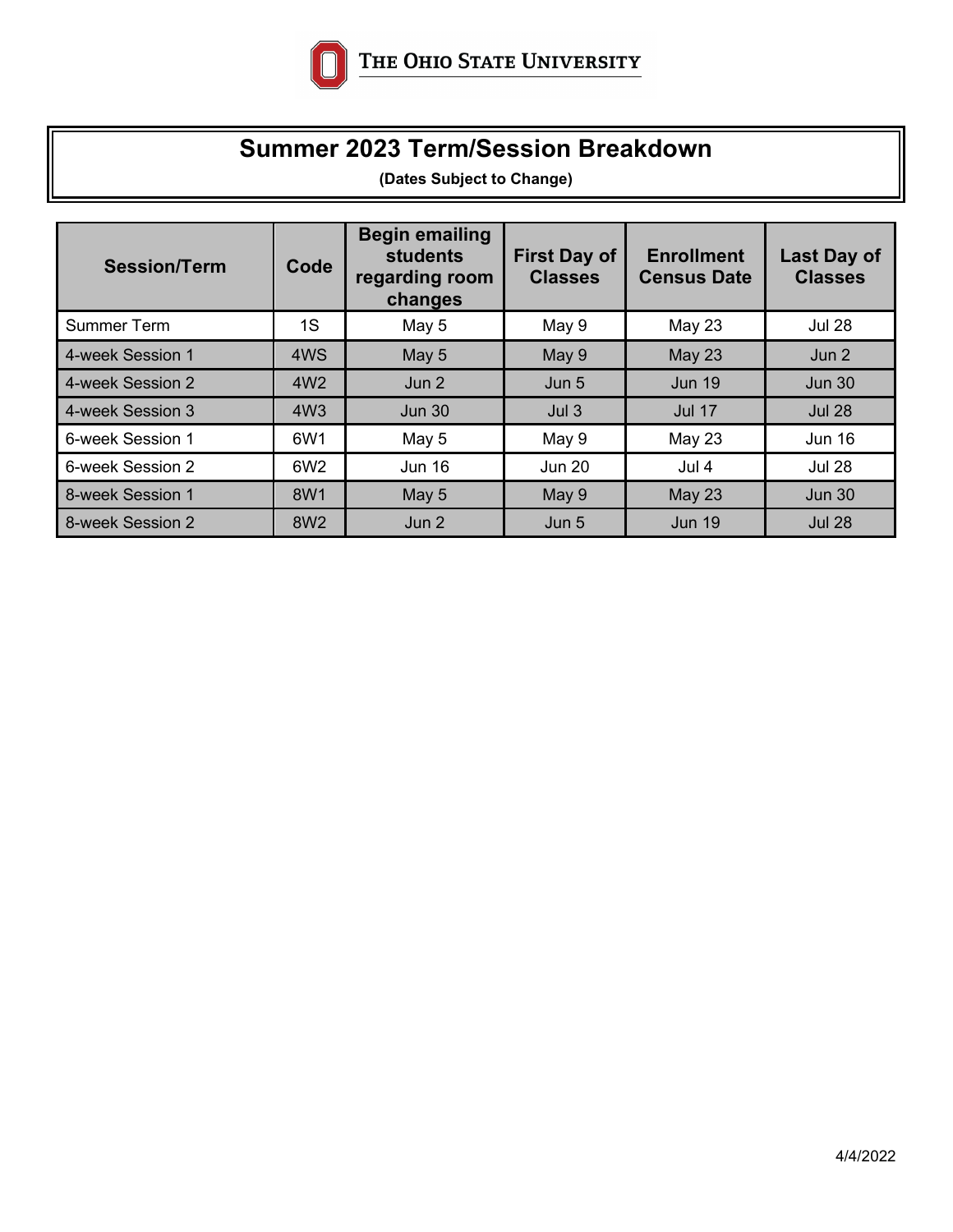# Summer 2023 Term/Session Breakdown

**(Dates Subject to Change)**

| Session/Term | Code | Begin emailing students regarding room changes | First Day of Classes | Enrollment Census Date | Last Day of Classes |
|---|---|---|---|---|---|
| Summer Term | 1S | May 5 | May 9 | May 23 | Jul 28 |
| 4-week Session 1 | 4WS | May 5 | May 9 | May 23 | Jun 2 |
| 4-week Session 2 | 4W2 | Jun 2 | Jun 5 | Jun 19 | Jun 30 |
| 4-week Session 3 | 4W3 | Jun 30 | Jul 3 | Jul 17 | Jul 28 |
| 6-week Session 1 | 6W1 | May 5 | May 9 | May 23 | Jun 16 |
| 6-week Session 2 | 6W2 | Jun 16 | Jun 20 | Jul 4 | Jul 28 |
| 8-week Session 1 | 8W1 | May 5 | May 9 | May 23 | Jun 30 |
| 8-week Session 2 | 8W2 | Jun 2 | Jun 5 | Jun 19 | Jul 28 |

4/4/2022